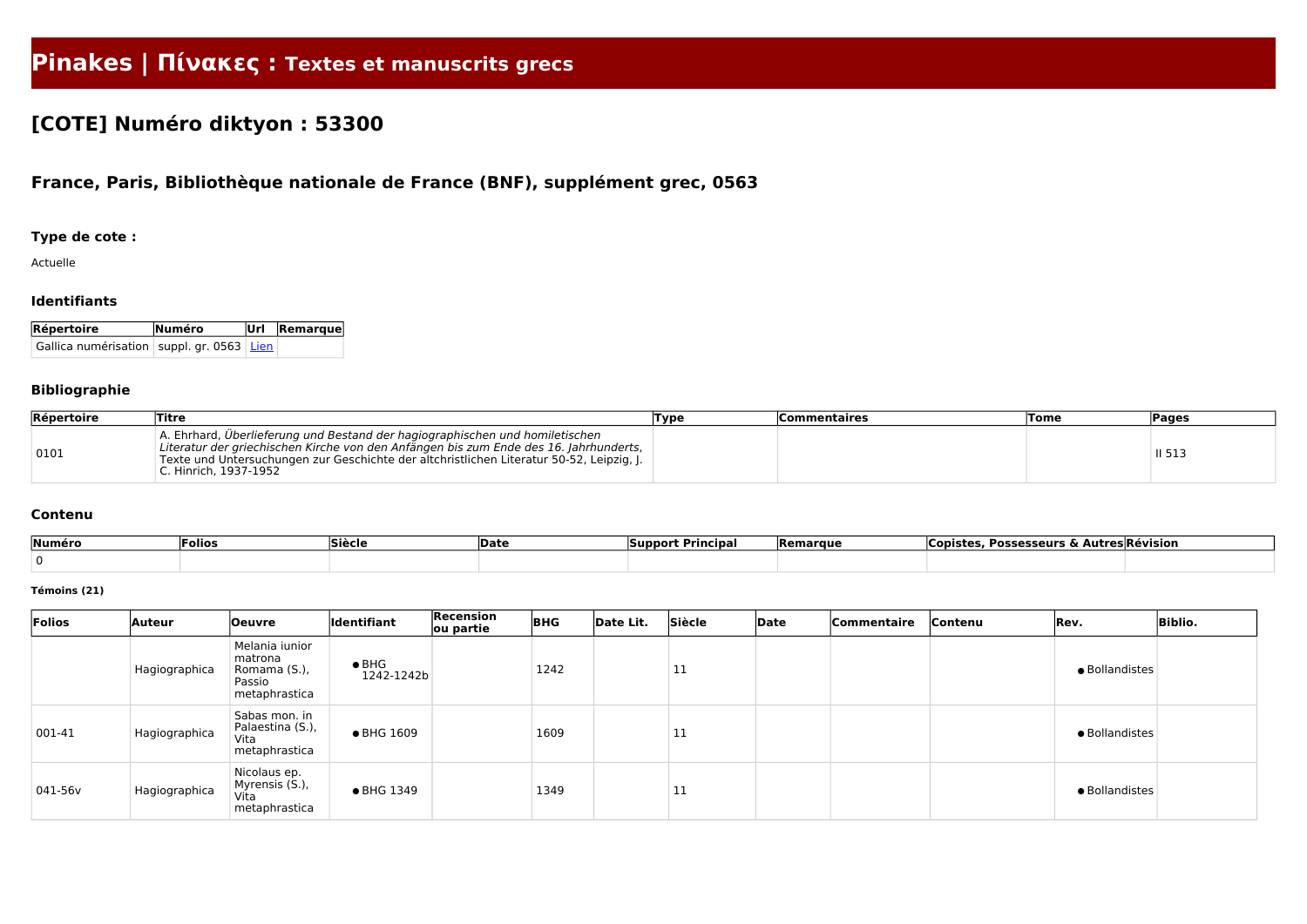# Pinakes | Πίνακες : Textes et manuscrits grecs

## [COTE] Numéro diktyon : 53300

### France, Paris, Bibliothèque nationale de France (BNF), supplément grec, 0563

#### Type de cote :

Actuelle

#### Identifiants

| Répertoire | Numéro | Url | Remarque |
|---|---|---|---|
| Gallica numérisation | suppl. gr. 0563 | Lien | |

#### Bibliographie

| Répertoire | Titre | Type | Commentaires | Tome | Pages |
|---|---|---|---|---|---|
| 0101 | A. Ehrhard, *Überlieferung und Bestand der hagiographischen und homiletischen Literatur der griechischen Kirche von den Anfängen bis zum Ende des 16. Jahrhunderts*, Texte und Untersuchungen zur Geschichte der altchristlichen Literatur 50-52, Leipzig, J. C. Hinrich, 1937-1952 | | | | II 513 |

#### Contenu

| Numéro | Folios | Siècle | Date | Support Principal | Remarque | Copistes, Possesseurs & Autres | Révision |
|---|---|---|---|---|---|---|---|
| 0 | | | | | | | |

##### Témoins (21)

| Folios | Auteur | Oeuvre | Identifiant | Recension ou partie | BHG | Date Lit. | Siècle | Date | Commentaire | Contenu | Rev. | Biblio. |
|---|---|---|---|---|---|---|---|---|---|---|---|---|
| | Hagiographica | Melania iunior matrona Romama (S.), Passio metaphrastica | • BHG 1242-1242b | | 1242 | | 11 | | | | • Bollandistes | |
| 001-41 | Hagiographica | Sabas mon. in Palaestina (S.), Vita metaphrastica | • BHG 1609 | | 1609 | | 11 | | | | • Bollandistes | |
| 041-56v | Hagiographica | Nicolaus ep. Myrensis (S.), Vita metaphrastica | • BHG 1349 | | 1349 | | 11 | | | | • Bollandistes | |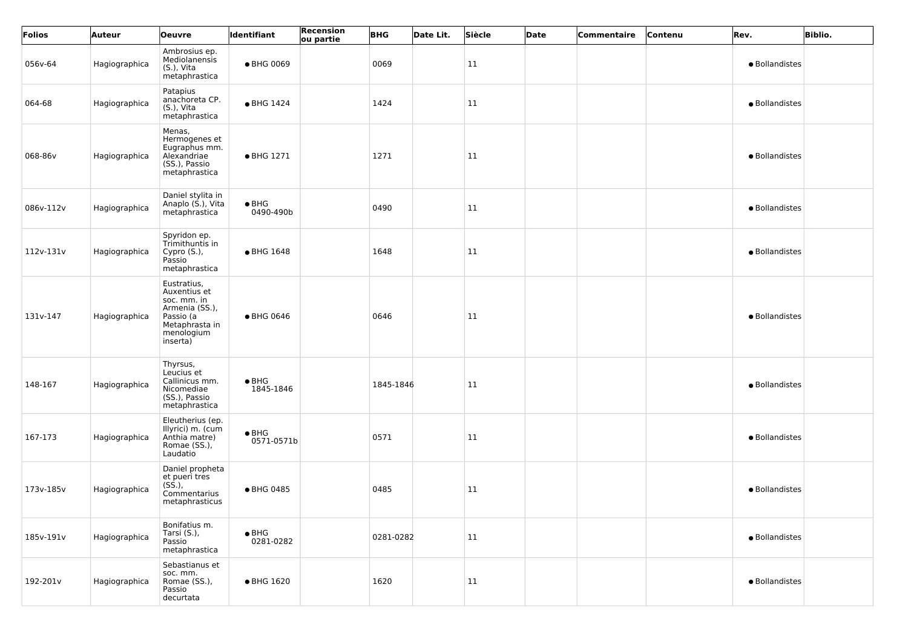| Folios | Auteur | Oeuvre | Identifiant | Recension ou partie | BHG | Date Lit. | Siècle | Date | Commentaire | Contenu | Rev. | Biblio. |
|---|---|---|---|---|---|---|---|---|---|---|---|---|
| 056v-64 | Hagiographica | Ambrosius ep. Mediolanensis (S.), Vita metaphrastica | • BHG 0069 | | 0069 | | 11 | | | | • Bollandistes | |
| 064-68 | Hagiographica | Patapius anachoreta CP. (S.), Vita metaphrastica | • BHG 1424 | | 1424 | | 11 | | | | • Bollandistes | |
| 068-86v | Hagiographica | Menas, Hermogenes et Eugraphus mm. Alexandriae (SS.), Passio metaphrastica | • BHG 1271 | | 1271 | | 11 | | | | • Bollandistes | |
| 086v-112v | Hagiographica | Daniel stylita in Anaplo (S.), Vita metaphrastica | • BHG 0490-490b | | 0490 | | 11 | | | | • Bollandistes | |
| 112v-131v | Hagiographica | Spyridon ep. Trimithuntis in Cypro (S.), Passio metaphrastica | • BHG 1648 | | 1648 | | 11 | | | | • Bollandistes | |
| 131v-147 | Hagiographica | Eustratius, Auxentius et soc. mm. in Armenia (SS.), Passio (a Metaphrasta in menologium inserta) | • BHG 0646 | | 0646 | | 11 | | | | • Bollandistes | |
| 148-167 | Hagiographica | Thyrsus, Leucius et Callinicus mm. Nicomediae (SS.), Passio metaphrastica | • BHG 1845-1846 | | 1845-1846 | | 11 | | | | • Bollandistes | |
| 167-173 | Hagiographica | Eleutherius (ep. Illyrici) m. (cum Anthia matre) Romae (SS.), Laudatio | • BHG 0571-0571b | | 0571 | | 11 | | | | • Bollandistes | |
| 173v-185v | Hagiographica | Daniel propheta et pueri tres (SS.), Commentarius metaphrasticus | • BHG 0485 | | 0485 | | 11 | | | | • Bollandistes | |
| 185v-191v | Hagiographica | Bonifatius m. Tarsi (S.), Passio metaphrastica | • BHG 0281-0282 | | 0281-0282 | | 11 | | | | • Bollandistes | |
| 192-201v | Hagiographica | Sebastianus et soc. mm. Romae (SS.), Passio decurtata | • BHG 1620 | | 1620 | | 11 | | | | • Bollandistes | |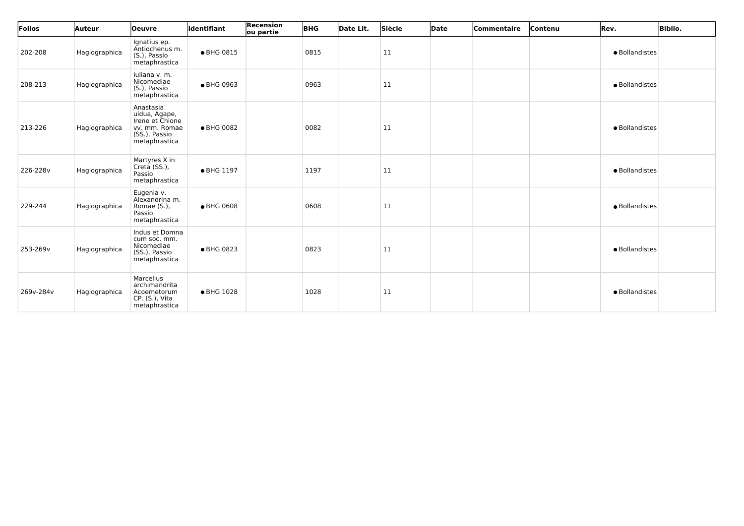| Folios | Auteur | Oeuvre | Identifiant | Recension ou partie | BHG | Date Lit. | Siècle | Date | Commentaire | Contenu | Rev. | Biblio. |
|---|---|---|---|---|---|---|---|---|---|---|---|---|
| 202-208 | Hagiographica | Ignatius ep. Antiochenus m. (S.), Passio metaphrastica | ● BHG 0815 | | 0815 | | 11 | | | | ● Bollandistes | |
| 208-213 | Hagiographica | Iuliana v. m. Nicomediae (S.), Passio metaphrastica | ● BHG 0963 | | 0963 | | 11 | | | | ● Bollandistes | |
| 213-226 | Hagiographica | Anastasia uidua, Agape, Irene et Chione vv. mm. Romae (SS.), Passio metaphrastica | ● BHG 0082 | | 0082 | | 11 | | | | ● Bollandistes | |
| 226-228v | Hagiographica | Martyres X in Creta (SS.), Passio metaphrastica | ● BHG 1197 | | 1197 | | 11 | | | | ● Bollandistes | |
| 229-244 | Hagiographica | Eugenia v. Alexandrina m. Romae (S.), Passio metaphrastica | ● BHG 0608 | | 0608 | | 11 | | | | ● Bollandistes | |
| 253-269v | Hagiographica | Indus et Domna cum soc. mm. Nicomediae (SS.), Passio metaphrastica | ● BHG 0823 | | 0823 | | 11 | | | | ● Bollandistes | |
| 269v-284v | Hagiographica | Marcellus archimandrita Acoemetorum CP. (S.), Vita metaphrastica | ● BHG 1028 | | 1028 | | 11 | | | | ● Bollandistes | |